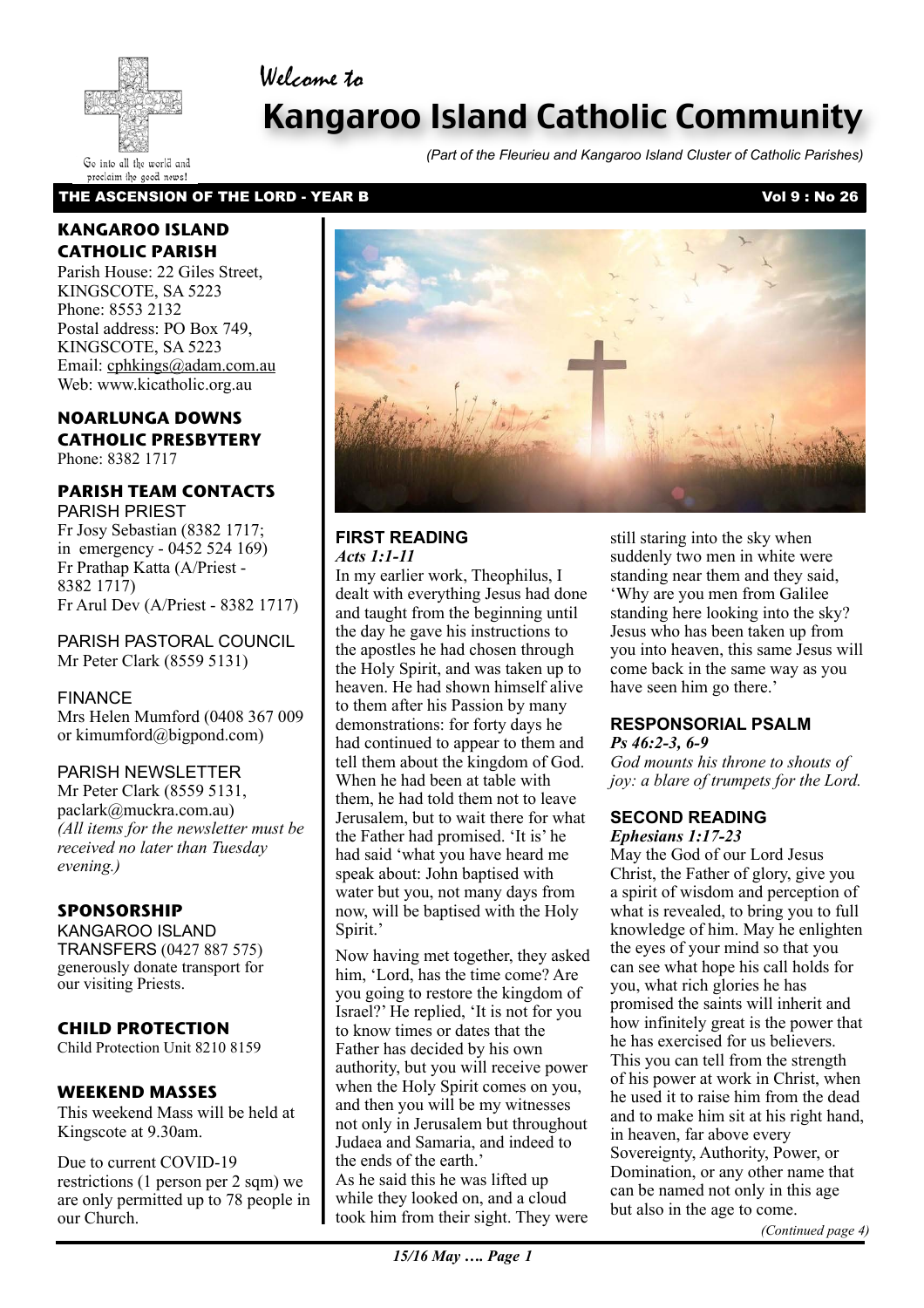Welcome to

# Kangaroo Island Catholic Community

*(Part of the Fleurieu and Kangaroo Island Cluster of Catholic Parishes)*

Go into all the world and proclaim the good news!

**THE ASCENSION OF THE LORD - YEAR B** **Vol 9 : No 26**

## KANGAROO ISLAND CATHOLIC PARISH

Parish House: 22 Giles Street, KINGSCOTE, SA 5223
Phone: 8553 2132
Postal address: PO Box 749, KINGSCOTE, SA 5223
Email: cphkings@adam.com.au
Web: www.kicatholic.org.au

## NOARLUNGA DOWNS CATHOLIC PRESBYTERY

Phone: 8382 1717

## PARISH TEAM CONTACTS

PARISH PRIEST
Fr Josy Sebastian (8382 1717; in emergency - 0452 524 169)
Fr Prathap Katta (A/Priest - 8382 1717)
Fr Arul Dev (A/Priest - 8382 1717)

PARISH PASTORAL COUNCIL
Mr Peter Clark (8559 5131)

FINANCE
Mrs Helen Mumford (0408 367 009 or kimumford@bigpond.com)

PARISH NEWSLETTER
Mr Peter Clark (8559 5131, paclark@muckra.com.au)
*(All items for the newsletter must be received no later than Tuesday evening.)*

## SPONSORSHIP

KANGAROO ISLAND TRANSFERS (0427 887 575) generously donate transport for our visiting Priests.

## CHILD PROTECTION

Child Protection Unit 8210 8159

## WEEKEND MASSES

This weekend Mass will be held at Kingscote at 9.30am.

Due to current COVID-19 restrictions (1 person per 2 sqm) we are only permitted up to 78 people in our Church.

## FIRST READING

***Acts 1:1-11***

In my earlier work, Theophilus, I dealt with everything Jesus had done and taught from the beginning until the day he gave his instructions to the apostles he had chosen through the Holy Spirit, and was taken up to heaven. He had shown himself alive to them after his Passion by many demonstrations: for forty days he had continued to appear to them and tell them about the kingdom of God. When he had been at table with them, he had told them not to leave Jerusalem, but to wait there for what the Father had promised. 'It is' he had said 'what you have heard me speak about: John baptised with water but you, not many days from now, will be baptised with the Holy Spirit.'

Now having met together, they asked him, 'Lord, has the time come? Are you going to restore the kingdom of Israel?' He replied, 'It is not for you to know times or dates that the Father has decided by his own authority, but you will receive power when the Holy Spirit comes on you, and then you will be my witnesses not only in Jerusalem but throughout Judaea and Samaria, and indeed to the ends of the earth.'
As he said this he was lifted up while they looked on, and a cloud took him from their sight. They were still staring into the sky when suddenly two men in white were standing near them and they said, 'Why are you men from Galilee standing here looking into the sky? Jesus who has been taken up from you into heaven, this same Jesus will come back in the same way as you have seen him go there.'

## RESPONSORIAL PSALM

***Ps 46:2-3, 6-9***

*God mounts his throne to shouts of joy: a blare of trumpets for the Lord.*

## SECOND READING

***Ephesians 1:17-23***

May the God of our Lord Jesus Christ, the Father of glory, give you a spirit of wisdom and perception of what is revealed, to bring you to full knowledge of him. May he enlighten the eyes of your mind so that you can see what hope his call holds for you, what rich glories he has promised the saints will inherit and how infinitely great is the power that he has exercised for us believers. This you can tell from the strength of his power at work in Christ, when he used it to raise him from the dead and to make him sit at his right hand, in heaven, far above every Sovereignty, Authority, Power, or Domination, or any other name that can be named not only in this age but also in the age to come.

*(Continued page 4)*

*15/16 May …. Page 1*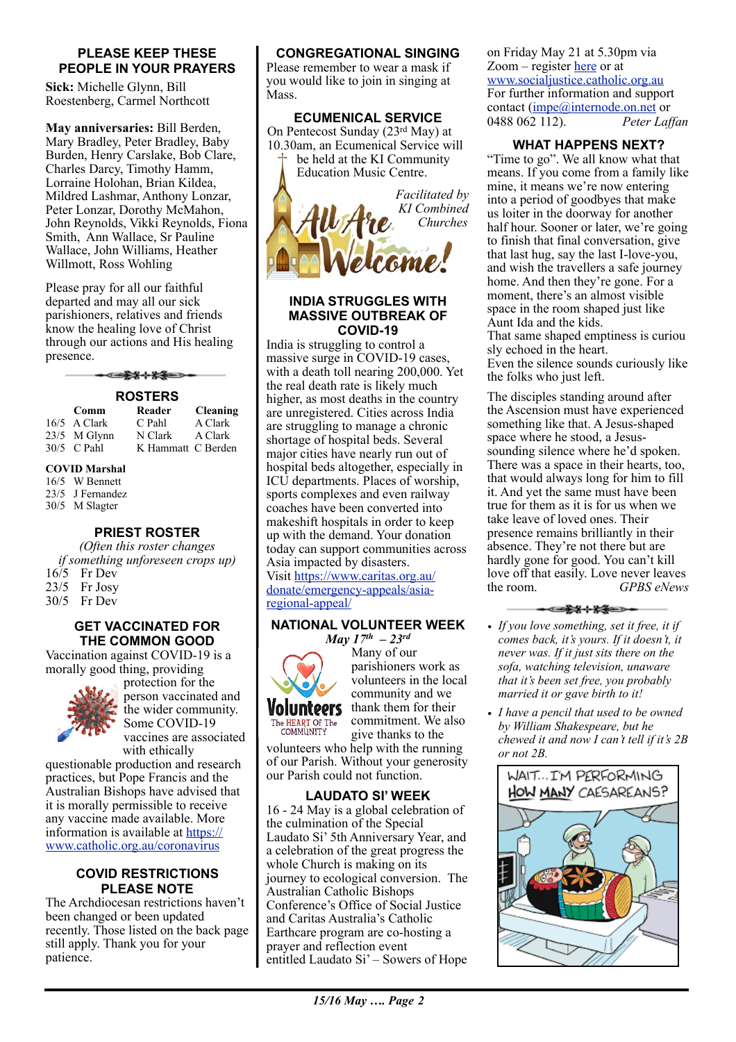## PLEASE KEEP THESE PEOPLE IN YOUR PRAYERS

**Sick:** Michelle Glynn, Bill Roestenberg, Carmel Northcott

**May anniversaries:** Bill Berden, Mary Bradley, Peter Bradley, Baby Burden, Henry Carslake, Bob Clare, Charles Darcy, Timothy Hamm, Lorraine Holohan, Brian Kildea, Mildred Lashmar, Anthony Lonzar, Peter Lonzar, Dorothy McMahon, John Reynolds, Vikki Reynolds, Fiona Smith, Ann Wallace, Sr Pauline Wallace, John Williams, Heather Willmott, Ross Wohling

Please pray for all our faithful departed and may all our sick parishioners, relatives and friends know the healing love of Christ through our actions and His healing presence.

## ROSTERS

| | Comm | Reader | Cleaning |
|---|---|---|---|
| 16/5 | A Clark | C Pahl | A Clark |
| 23/5 | M Glynn | N Clark | A Clark |
| 30/5 | C Pahl | K Hammatt | C Berden |

**COVID Marshal**

16/5 W Bennett
23/5 J Fernandez
30/5 M Slagter

## PRIEST ROSTER

*(Often this roster changes if something unforeseen crops up)*

16/5 Fr Dev
23/5 Fr Josy
30/5 Fr Dev

## GET VACCINATED FOR THE COMMON GOOD

Vaccination against COVID-19 is a morally good thing, providing protection for the person vaccinated and the wider community. Some COVID-19 vaccines are associated with ethically questionable production and research practices, but Pope Francis and the Australian Bishops have advised that it is morally permissible to receive any vaccine made available. More information is available at https://www.catholic.org.au/coronavirus

## COVID RESTRICTIONS PLEASE NOTE

The Archdiocesan restrictions haven't been changed or been updated recently. Those listed on the back page still apply. Thank you for your patience.

## CONGREGATIONAL SINGING

Please remember to wear a mask if you would like to join in singing at Mass.

## ECUMENICAL SERVICE

On Pentecost Sunday (23rd May) at 10.30am, an Ecumenical Service will be held at the KI Community Education Music Centre.

*Facilitated by KI Combined Churches*

All Are Welcome!

## INDIA STRUGGLES WITH MASSIVE OUTBREAK OF COVID-19

India is struggling to control a massive surge in COVID-19 cases, with a death toll nearing 200,000. Yet the real death rate is likely much higher, as most deaths in the country are unregistered. Cities across India are struggling to manage a chronic shortage of hospital beds. Several major cities have nearly run out of hospital beds altogether, especially in ICU departments. Places of worship, sports complexes and even railway coaches have been converted into makeshift hospitals in order to keep up with the demand. Your donation today can support communities across Asia impacted by disasters.

Visit https://www.caritas.org.au/donate/emergency-appeals/asia-regional-appeal/

## NATIONAL VOLUNTEER WEEK

***May 17th – 23rd***

Many of our parishioners work as volunteers in the local community and we thank them for their commitment. We also give thanks to the volunteers who help with the running of our Parish. Without your generosity our Parish could not function.

## LAUDATO SI' WEEK

16 - 24 May is a global celebration of the culmination of the Special Laudato Si' 5th Anniversary Year, and a celebration of the great progress the whole Church is making on its journey to ecological conversion. The Australian Catholic Bishops Conference's Office of Social Justice and Caritas Australia's Catholic Earthcare program are co-hosting a prayer and reflection event entitled Laudato Si' – Sowers of Hope on Friday May 21 at 5.30pm via Zoom – register here or at www.socialjustice.catholic.org.au For further information and support contact (impe@internode.on.net or 0488 062 112). *Peter Laffan*

## WHAT HAPPENS NEXT?

"Time to go". We all know what that means. If you come from a family like mine, it means we're now entering into a period of goodbyes that make us loiter in the doorway for another half hour. Sooner or later, we're going to finish that final conversation, give that last hug, say the last I-love-you, and wish the travellers a safe journey home. And then they're gone. For a moment, there's an almost visible space in the room shaped just like Aunt Ida and the kids.

That same shaped emptiness is curiously echoed in the heart.

Even the silence sounds curiously like the folks who just left.

The disciples standing around after the Ascension must have experienced something like that. A Jesus-shaped space where he stood, a Jesus-sounding silence where he'd spoken. There was a space in their hearts, too, that would always long for him to fill it. And yet the same must have been true for them as it is for us when we take leave of loved ones. Their presence remains brilliantly in their absence. They're not there but are hardly gone for good. You can't kill love off that easily. Love never leaves the room. *GPBS eNews*

- *If you love something, set it free, it if comes back, it's yours. If it doesn't, it never was. If it just sits there on the sofa, watching television, unaware that it's been set free, you probably married it or gave birth to it!*
- *I have a pencil that used to be owned by William Shakespeare, but he chewed it and now I can't tell if it's 2B or not 2B.*

WAIT... I'M PERFORMING HOW MANY CAESAREANS?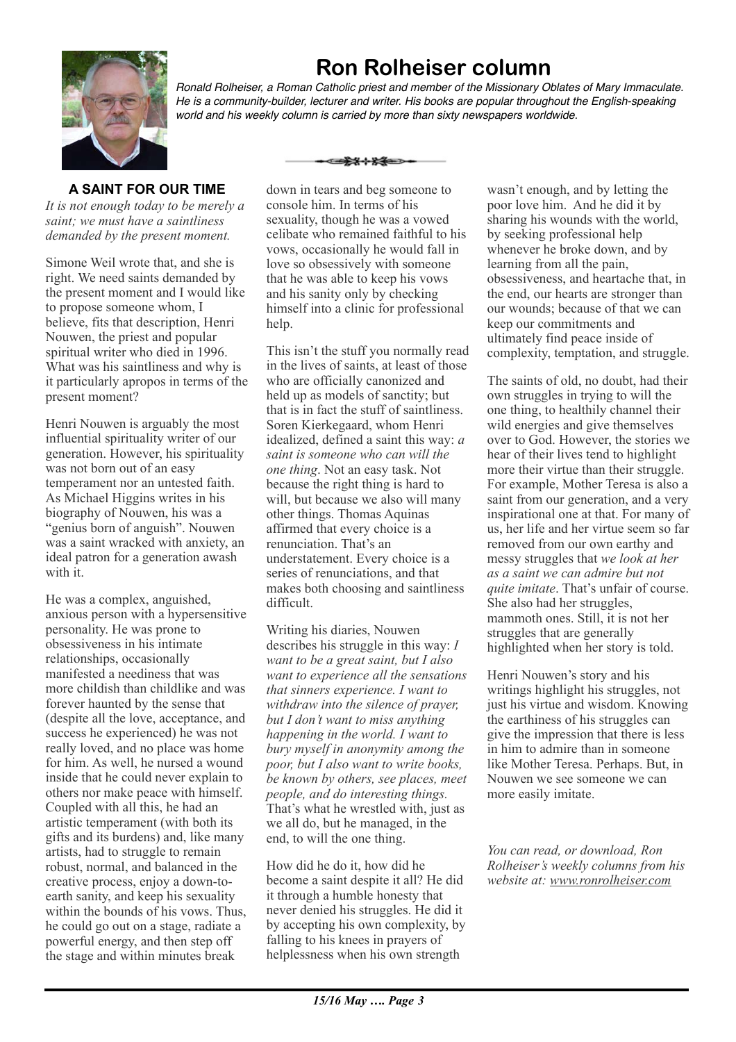# Ron Rolheiser column

*Ronald Rolheiser, a Roman Catholic priest and member of the Missionary Oblates of Mary Immaculate. He is a community-builder, lecturer and writer. His books are popular throughout the English-speaking world and his weekly column is carried by more than sixty newspapers worldwide.*

## A SAINT FOR OUR TIME

*It is not enough today to be merely a saint; we must have a saintliness demanded by the present moment.*

Simone Weil wrote that, and she is right. We need saints demanded by the present moment and I would like to propose someone whom, I believe, fits that description, Henri Nouwen, the priest and popular spiritual writer who died in 1996. What was his saintliness and why is it particularly apropos in terms of the present moment?

Henri Nouwen is arguably the most influential spirituality writer of our generation. However, his spirituality was not born out of an easy temperament nor an untested faith. As Michael Higgins writes in his biography of Nouwen, his was a "genius born of anguish". Nouwen was a saint wracked with anxiety, an ideal patron for a generation awash with it.

He was a complex, anguished, anxious person with a hypersensitive personality. He was prone to obsessiveness in his intimate relationships, occasionally manifested a neediness that was more childish than childlike and was forever haunted by the sense that (despite all the love, acceptance, and success he experienced) he was not really loved, and no place was home for him. As well, he nursed a wound inside that he could never explain to others nor make peace with himself. Coupled with all this, he had an artistic temperament (with both its gifts and its burdens) and, like many artists, had to struggle to remain robust, normal, and balanced in the creative process, enjoy a down-to-earth sanity, and keep his sexuality within the bounds of his vows. Thus, he could go out on a stage, radiate a powerful energy, and then step off the stage and within minutes break down in tears and beg someone to console him. In terms of his sexuality, though he was a vowed celibate who remained faithful to his vows, occasionally he would fall in love so obsessively with someone that he was able to keep his vows and his sanity only by checking himself into a clinic for professional help.

This isn't the stuff you normally read in the lives of saints, at least of those who are officially canonized and held up as models of sanctity; but that is in fact the stuff of saintliness. Soren Kierkegaard, whom Henri idealized, defined a saint this way: *a saint is someone who can will the one thing*. Not an easy task. Not because the right thing is hard to will, but because we also will many other things. Thomas Aquinas affirmed that every choice is a renunciation. That's an understatement. Every choice is a series of renunciations, and that makes both choosing and saintliness difficult.

Writing his diaries, Nouwen describes his struggle in this way: *I want to be a great saint, but I also want to experience all the sensations that sinners experience. I want to withdraw into the silence of prayer, but I don't want to miss anything happening in the world. I want to bury myself in anonymity among the poor, but I also want to write books, be known by others, see places, meet people, and do interesting things.* That's what he wrestled with, just as we all do, but he managed, in the end, to will the one thing.

How did he do it, how did he become a saint despite it all? He did it through a humble honesty that never denied his struggles. He did it by accepting his own complexity, by falling to his knees in prayers of helplessness when his own strength wasn't enough, and by letting the poor love him. And he did it by sharing his wounds with the world, by seeking professional help whenever he broke down, and by learning from all the pain, obsessiveness, and heartache that, in the end, our hearts are stronger than our wounds; because of that we can keep our commitments and ultimately find peace inside of complexity, temptation, and struggle.

The saints of old, no doubt, had their own struggles in trying to will the one thing, to healthily channel their wild energies and give themselves over to God. However, the stories we hear of their lives tend to highlight more their virtue than their struggle. For example, Mother Teresa is also a saint from our generation, and a very inspirational one at that. For many of us, her life and her virtue seem so far removed from our own earthy and messy struggles that *we look at her as a saint we can admire but not quite imitate*. That's unfair of course. She also had her struggles, mammoth ones. Still, it is not her struggles that are generally highlighted when her story is told.

Henri Nouwen's story and his writings highlight his struggles, not just his virtue and wisdom. Knowing the earthiness of his struggles can give the impression that there is less in him to admire than in someone like Mother Teresa. Perhaps. But, in Nouwen we see someone we can more easily imitate.

*You can read, or download, Ron Rolheiser's weekly columns from his website at: www.ronrolheiser.com*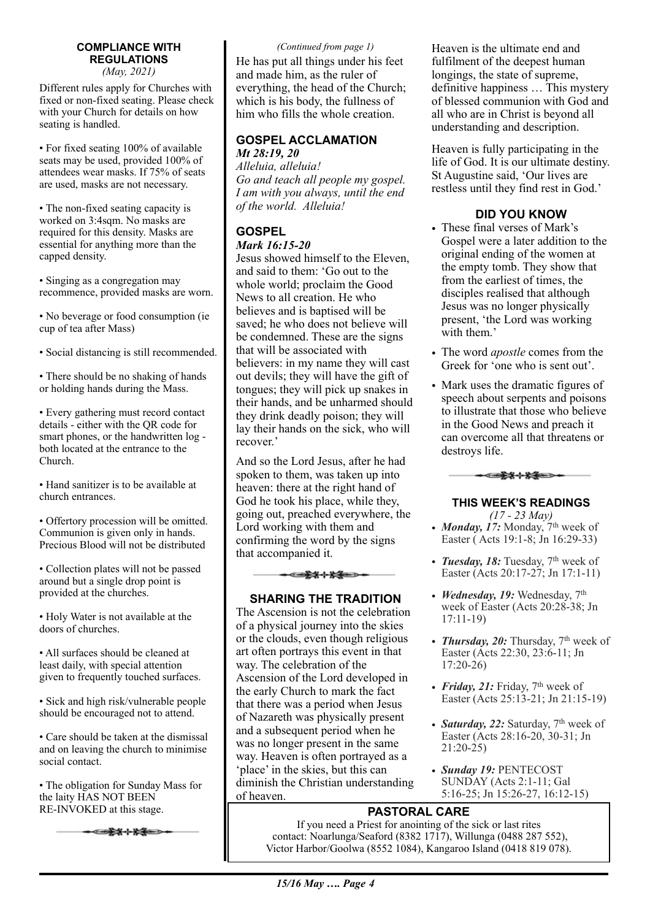### COMPLIANCE WITH REGULATIONS

*(May, 2021)*

Different rules apply for Churches with fixed or non-fixed seating. Please check with your Church for details on how seating is handled.

- For fixed seating 100% of available seats may be used, provided 100% of attendees wear masks. If 75% of seats are used, masks are not necessary.
- The non-fixed seating capacity is worked on 3:4sqm. No masks are required for this density. Masks are essential for anything more than the capped density.
- Singing as a congregation may recommence, provided masks are worn.
- No beverage or food consumption (ie cup of tea after Mass)
- Social distancing is still recommended.
- There should be no shaking of hands or holding hands during the Mass.
- Every gathering must record contact details - either with the QR code for smart phones, or the handwritten log - both located at the entrance to the Church.
- Hand sanitizer is to be available at church entrances.
- Offertory procession will be omitted. Communion is given only in hands. Precious Blood will not be distributed
- Collection plates will not be passed around but a single drop point is provided at the churches.
- Holy Water is not available at the doors of churches.
- All surfaces should be cleaned at least daily, with special attention given to frequently touched surfaces.
- Sick and high risk/vulnerable people should be encouraged not to attend.
- Care should be taken at the dismissal and on leaving the church to minimise social contact.
- The obligation for Sunday Mass for the laity HAS NOT BEEN RE-INVOKED at this stage.

*(Continued from page 1)*

He has put all things under his feet and made him, as the ruler of everything, the head of the Church; which is his body, the fullness of him who fills the whole creation.

### GOSPEL ACCLAMATION

***Mt 28:19, 20***

*Alleluia, alleluia!*
*Go and teach all people my gospel. I am with you always, until the end of the world. Alleluia!*

### GOSPEL

***Mark 16:15-20***

Jesus showed himself to the Eleven, and said to them: 'Go out to the whole world; proclaim the Good News to all creation. He who believes and is baptised will be saved; he who does not believe will be condemned. These are the signs that will be associated with believers: in my name they will cast out devils; they will have the gift of tongues; they will pick up snakes in their hands, and be unharmed should they drink deadly poison; they will lay their hands on the sick, who will recover.'

And so the Lord Jesus, after he had spoken to them, was taken up into heaven: there at the right hand of God he took his place, while they, going out, preached everywhere, the Lord working with them and confirming the word by the signs that accompanied it.

### SHARING THE TRADITION

The Ascension is not the celebration of a physical journey into the skies or the clouds, even though religious art often portrays this event in that way. The celebration of the Ascension of the Lord developed in the early Church to mark the fact that there was a period when Jesus of Nazareth was physically present and a subsequent period when he was no longer present in the same way. Heaven is often portrayed as a 'place' in the skies, but this can diminish the Christian understanding of heaven.

Heaven is the ultimate end and fulfilment of the deepest human longings, the state of supreme, definitive happiness … This mystery of blessed communion with God and all who are in Christ is beyond all understanding and description.

Heaven is fully participating in the life of God. It is our ultimate destiny. St Augustine said, 'Our lives are restless until they find rest in God.'

### DID YOU KNOW

- These final verses of Mark's Gospel were a later addition to the original ending of the women at the empty tomb. They show that from the earliest of times, the disciples realised that although Jesus was no longer physically present, 'the Lord was working with them.'
- The word *apostle* comes from the Greek for 'one who is sent out'.
- Mark uses the dramatic figures of speech about serpents and poisons to illustrate that those who believe in the Good News and preach it can overcome all that threatens or destroys life.

### THIS WEEK'S READINGS

*(17 - 23 May)*

- ***Monday, 17:*** Monday, 7th week of Easter ( Acts 19:1-8; Jn 16:29-33)
- ***Tuesday, 18:*** Tuesday, 7th week of Easter (Acts 20:17-27; Jn 17:1-11)
- ***Wednesday, 19:*** Wednesday, 7th week of Easter (Acts 20:28-38; Jn 17:11-19)
- ***Thursday, 20:*** Thursday, 7th week of Easter (Acts 22:30, 23:6-11; Jn 17:20-26)
- ***Friday, 21:*** Friday, 7th week of Easter (Acts 25:13-21; Jn 21:15-19)
- ***Saturday, 22:*** Saturday, 7th week of Easter (Acts 28:16-20, 30-31; Jn 21:20-25)
- ***Sunday 19:*** PENTECOST SUNDAY (Acts 2:1-11; Gal 5:16-25; Jn 15:26-27, 16:12-15)

### PASTORAL CARE

If you need a Priest for anointing of the sick or last rites contact: Noarlunga/Seaford (8382 1717), Willunga (0488 287 552), Victor Harbor/Goolwa (8552 1084), Kangaroo Island (0418 819 078).